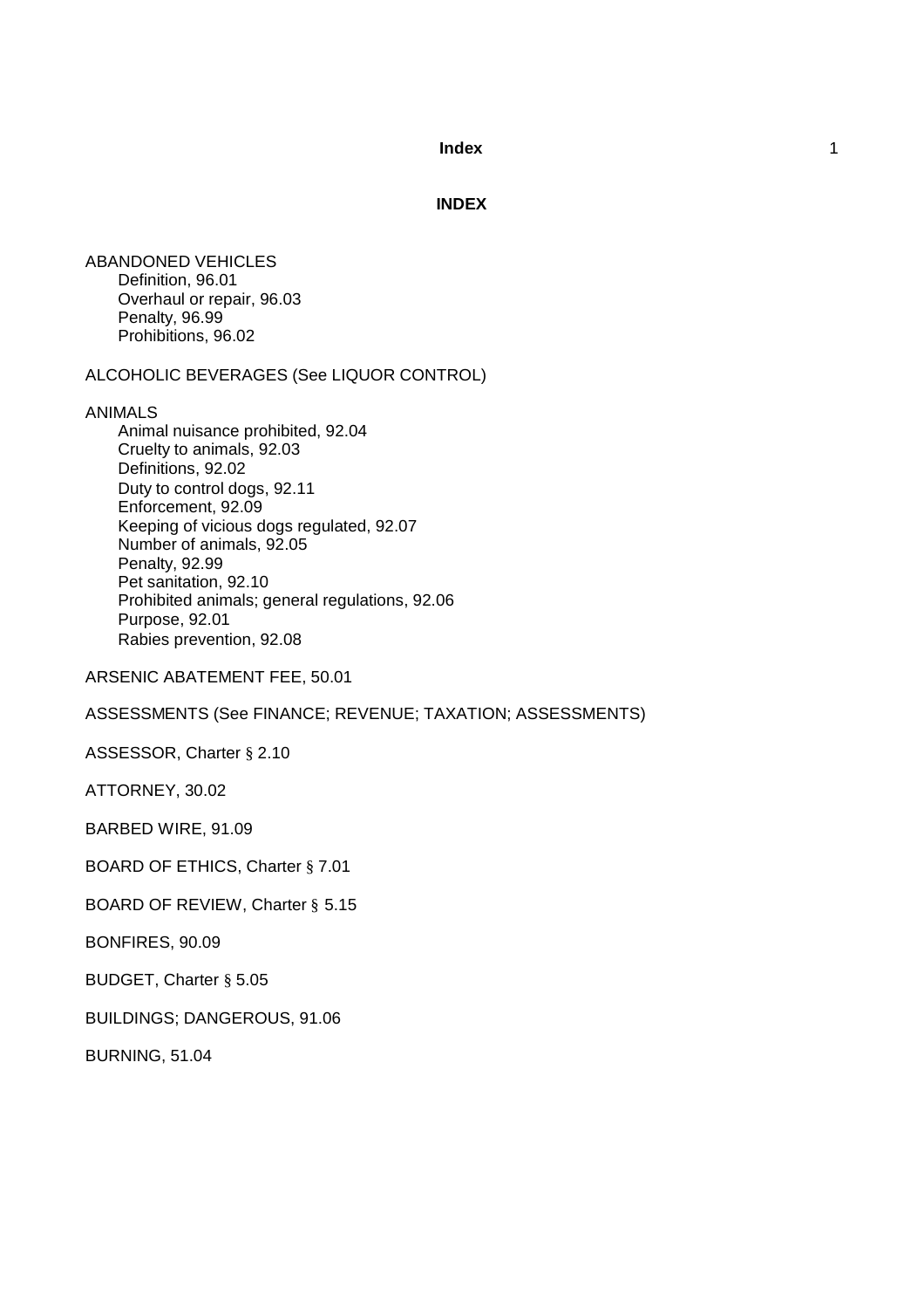# INDEX

ABANDONED VEHICLES
- Definition, 96.01
- Overhaul or repair, 96.03
- Penalty, 96.99
- Prohibitions, 96.02

ALCOHOLIC BEVERAGES (See LIQUOR CONTROL)

ANIMALS
- Animal nuisance prohibited, 92.04
- Cruelty to animals, 92.03
- Definitions, 92.02
- Duty to control dogs, 92.11
- Enforcement, 92.09
- Keeping of vicious dogs regulated, 92.07
- Number of animals, 92.05
- Penalty, 92.99
- Pet sanitation, 92.10
- Prohibited animals; general regulations, 92.06
- Purpose, 92.01
- Rabies prevention, 92.08

ARSENIC ABATEMENT FEE, 50.01

ASSESSMENTS (See FINANCE; REVENUE; TAXATION; ASSESSMENTS)

ASSESSOR, Charter § 2.10

ATTORNEY, 30.02

BARBED WIRE, 91.09

BOARD OF ETHICS, Charter § 7.01

BOARD OF REVIEW, Charter § 5.15

BONFIRES, 90.09

BUDGET, Charter § 5.05

BUILDINGS; DANGEROUS, 91.06

BURNING, 51.04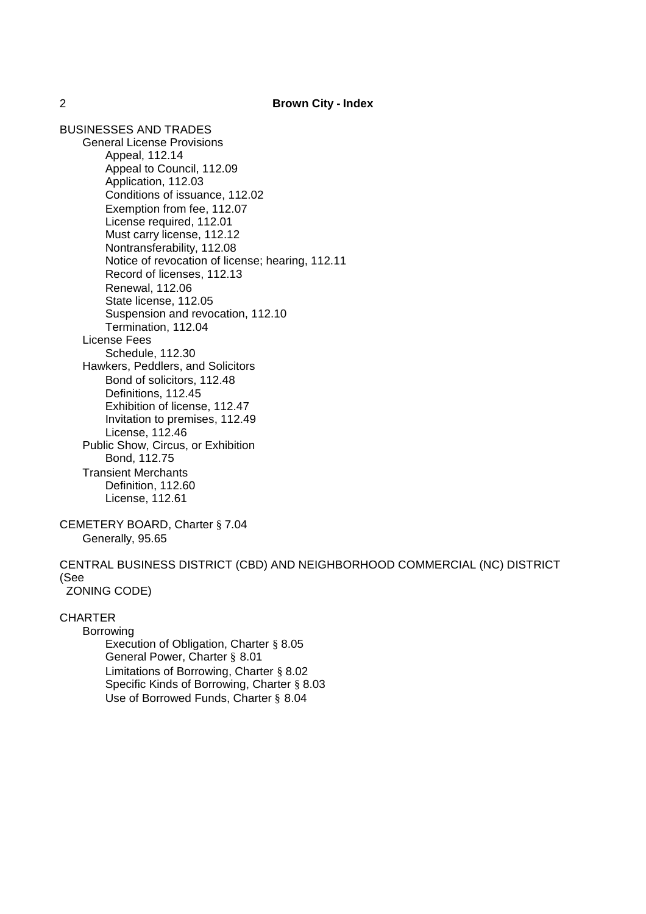BUSINESSES AND TRADES

- General License Provisions
  - Appeal, 112.14
  - Appeal to Council, 112.09
  - Application, 112.03
  - Conditions of issuance, 112.02
  - Exemption from fee, 112.07
  - License required, 112.01
  - Must carry license, 112.12
  - Nontransferability, 112.08
  - Notice of revocation of license; hearing, 112.11
  - Record of licenses, 112.13
  - Renewal, 112.06
  - State license, 112.05
  - Suspension and revocation, 112.10
  - Termination, 112.04
- License Fees
  - Schedule, 112.30
- Hawkers, Peddlers, and Solicitors
  - Bond of solicitors, 112.48
  - Definitions, 112.45
  - Exhibition of license, 112.47
  - Invitation to premises, 112.49
  - License, 112.46
- Public Show, Circus, or Exhibition
  - Bond, 112.75
- Transient Merchants
  - Definition, 112.60
  - License, 112.61

CEMETERY BOARD, Charter § 7.04

- Generally, 95.65

CENTRAL BUSINESS DISTRICT (CBD) AND NEIGHBORHOOD COMMERCIAL (NC) DISTRICT (See ZONING CODE)

CHARTER

- Borrowing
  - Execution of Obligation, Charter § 8.05
  - General Power, Charter § 8.01
  - Limitations of Borrowing, Charter § 8.02
  - Specific Kinds of Borrowing, Charter § 8.03
  - Use of Borrowed Funds, Charter § 8.04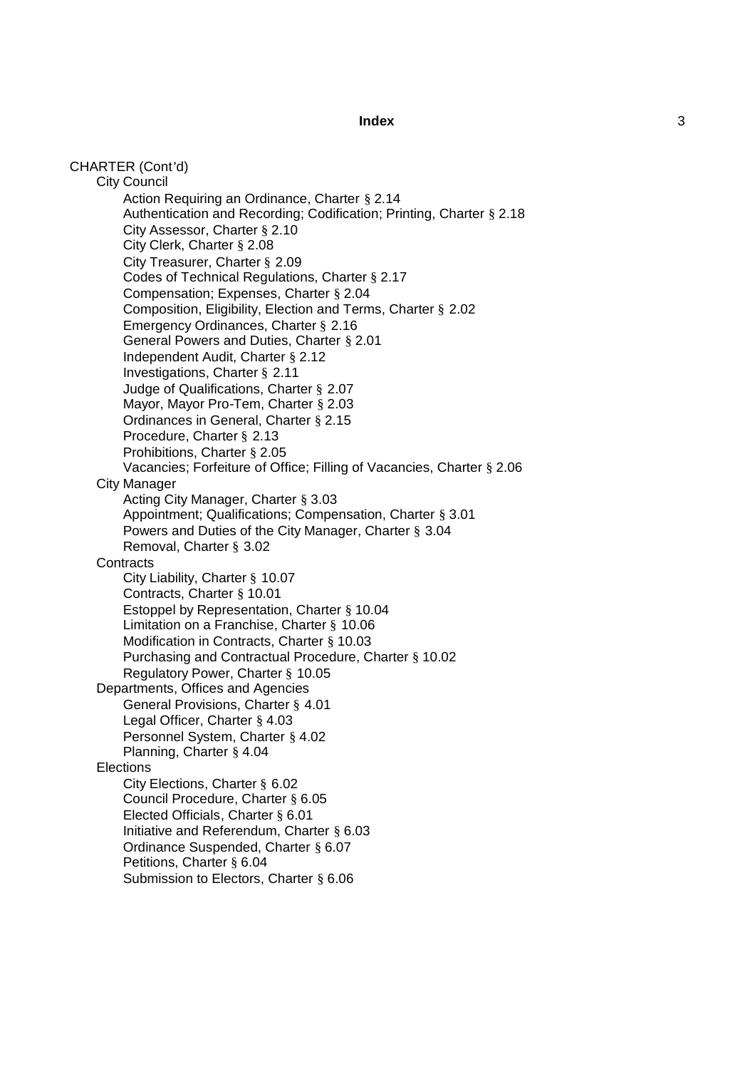CHARTER (Cont'd)

- City Council
  - Action Requiring an Ordinance, Charter § 2.14
  - Authentication and Recording; Codification; Printing, Charter § 2.18
  - City Assessor, Charter § 2.10
  - City Clerk, Charter § 2.08
  - City Treasurer, Charter § 2.09
  - Codes of Technical Regulations, Charter § 2.17
  - Compensation; Expenses, Charter § 2.04
  - Composition, Eligibility, Election and Terms, Charter § 2.02
  - Emergency Ordinances, Charter § 2.16
  - General Powers and Duties, Charter § 2.01
  - Independent Audit, Charter § 2.12
  - Investigations, Charter § 2.11
  - Judge of Qualifications, Charter § 2.07
  - Mayor, Mayor Pro-Tem, Charter § 2.03
  - Ordinances in General, Charter § 2.15
  - Procedure, Charter § 2.13
  - Prohibitions, Charter § 2.05
  - Vacancies; Forfeiture of Office; Filling of Vacancies, Charter § 2.06
- City Manager
  - Acting City Manager, Charter § 3.03
  - Appointment; Qualifications; Compensation, Charter § 3.01
  - Powers and Duties of the City Manager, Charter § 3.04
  - Removal, Charter § 3.02
- Contracts
  - City Liability, Charter § 10.07
  - Contracts, Charter § 10.01
  - Estoppel by Representation, Charter § 10.04
  - Limitation on a Franchise, Charter § 10.06
  - Modification in Contracts, Charter § 10.03
  - Purchasing and Contractual Procedure, Charter § 10.02
  - Regulatory Power, Charter § 10.05
- Departments, Offices and Agencies
  - General Provisions, Charter § 4.01
  - Legal Officer, Charter § 4.03
  - Personnel System, Charter § 4.02
  - Planning, Charter § 4.04
- Elections
  - City Elections, Charter § 6.02
  - Council Procedure, Charter § 6.05
  - Elected Officials, Charter § 6.01
  - Initiative and Referendum, Charter § 6.03
  - Ordinance Suspended, Charter § 6.07
  - Petitions, Charter § 6.04
  - Submission to Electors, Charter § 6.06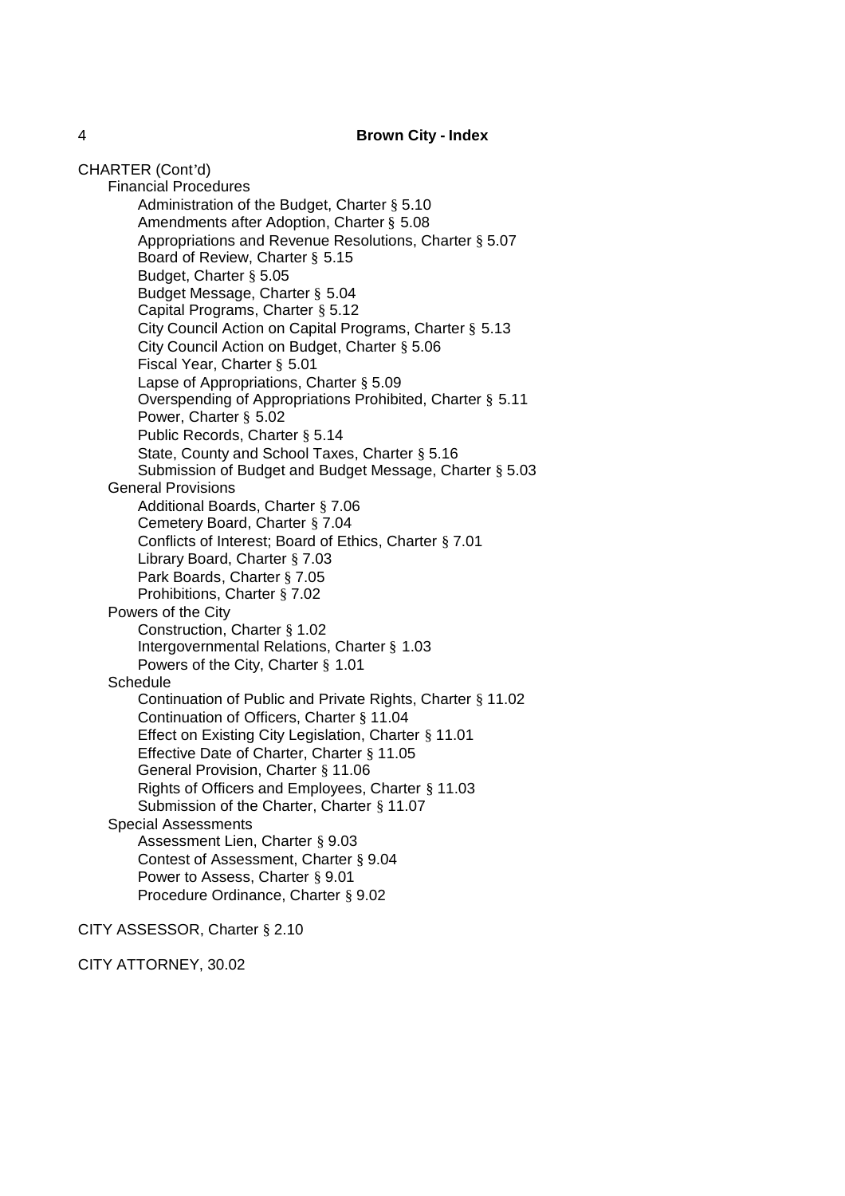CHARTER (Cont'd)

- Financial Procedures
  - Administration of the Budget, Charter § 5.10
  - Amendments after Adoption, Charter § 5.08
  - Appropriations and Revenue Resolutions, Charter § 5.07
  - Board of Review, Charter § 5.15
  - Budget, Charter § 5.05
  - Budget Message, Charter § 5.04
  - Capital Programs, Charter § 5.12
  - City Council Action on Capital Programs, Charter § 5.13
  - City Council Action on Budget, Charter § 5.06
  - Fiscal Year, Charter § 5.01
  - Lapse of Appropriations, Charter § 5.09
  - Overspending of Appropriations Prohibited, Charter § 5.11
  - Power, Charter § 5.02
  - Public Records, Charter § 5.14
  - State, County and School Taxes, Charter § 5.16
  - Submission of Budget and Budget Message, Charter § 5.03
- General Provisions
  - Additional Boards, Charter § 7.06
  - Cemetery Board, Charter § 7.04
  - Conflicts of Interest; Board of Ethics, Charter § 7.01
  - Library Board, Charter § 7.03
  - Park Boards, Charter § 7.05
  - Prohibitions, Charter § 7.02
- Powers of the City
  - Construction, Charter § 1.02
  - Intergovernmental Relations, Charter § 1.03
  - Powers of the City, Charter § 1.01
- Schedule
  - Continuation of Public and Private Rights, Charter § 11.02
  - Continuation of Officers, Charter § 11.04
  - Effect on Existing City Legislation, Charter § 11.01
  - Effective Date of Charter, Charter § 11.05
  - General Provision, Charter § 11.06
  - Rights of Officers and Employees, Charter § 11.03
  - Submission of the Charter, Charter § 11.07
- Special Assessments
  - Assessment Lien, Charter § 9.03
  - Contest of Assessment, Charter § 9.04
  - Power to Assess, Charter § 9.01
  - Procedure Ordinance, Charter § 9.02

CITY ASSESSOR, Charter § 2.10

CITY ATTORNEY, 30.02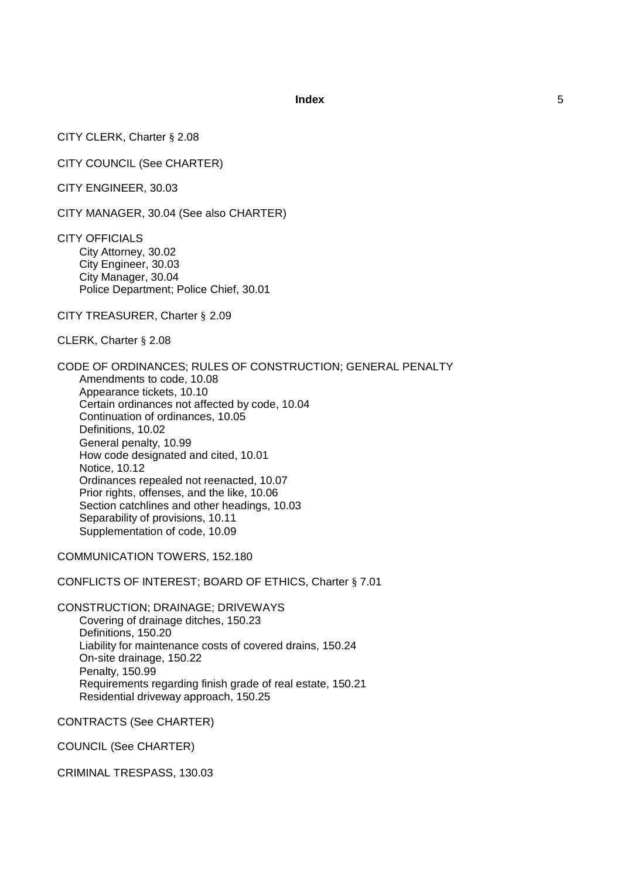CITY CLERK, Charter § 2.08

CITY COUNCIL (See CHARTER)

CITY ENGINEER, 30.03

CITY MANAGER, 30.04 (See also CHARTER)

CITY OFFICIALS
- City Attorney, 30.02
- City Engineer, 30.03
- City Manager, 30.04
- Police Department; Police Chief, 30.01

CITY TREASURER, Charter § 2.09

CLERK, Charter § 2.08

CODE OF ORDINANCES; RULES OF CONSTRUCTION; GENERAL PENALTY
- Amendments to code, 10.08
- Appearance tickets, 10.10
- Certain ordinances not affected by code, 10.04
- Continuation of ordinances, 10.05
- Definitions, 10.02
- General penalty, 10.99
- How code designated and cited, 10.01
- Notice, 10.12
- Ordinances repealed not reenacted, 10.07
- Prior rights, offenses, and the like, 10.06
- Section catchlines and other headings, 10.03
- Separability of provisions, 10.11
- Supplementation of code, 10.09

COMMUNICATION TOWERS, 152.180

CONFLICTS OF INTEREST; BOARD OF ETHICS, Charter § 7.01

CONSTRUCTION; DRAINAGE; DRIVEWAYS
- Covering of drainage ditches, 150.23
- Definitions, 150.20
- Liability for maintenance costs of covered drains, 150.24
- On-site drainage, 150.22
- Penalty, 150.99
- Requirements regarding finish grade of real estate, 150.21
- Residential driveway approach, 150.25

CONTRACTS (See CHARTER)

COUNCIL (See CHARTER)

CRIMINAL TRESPASS, 130.03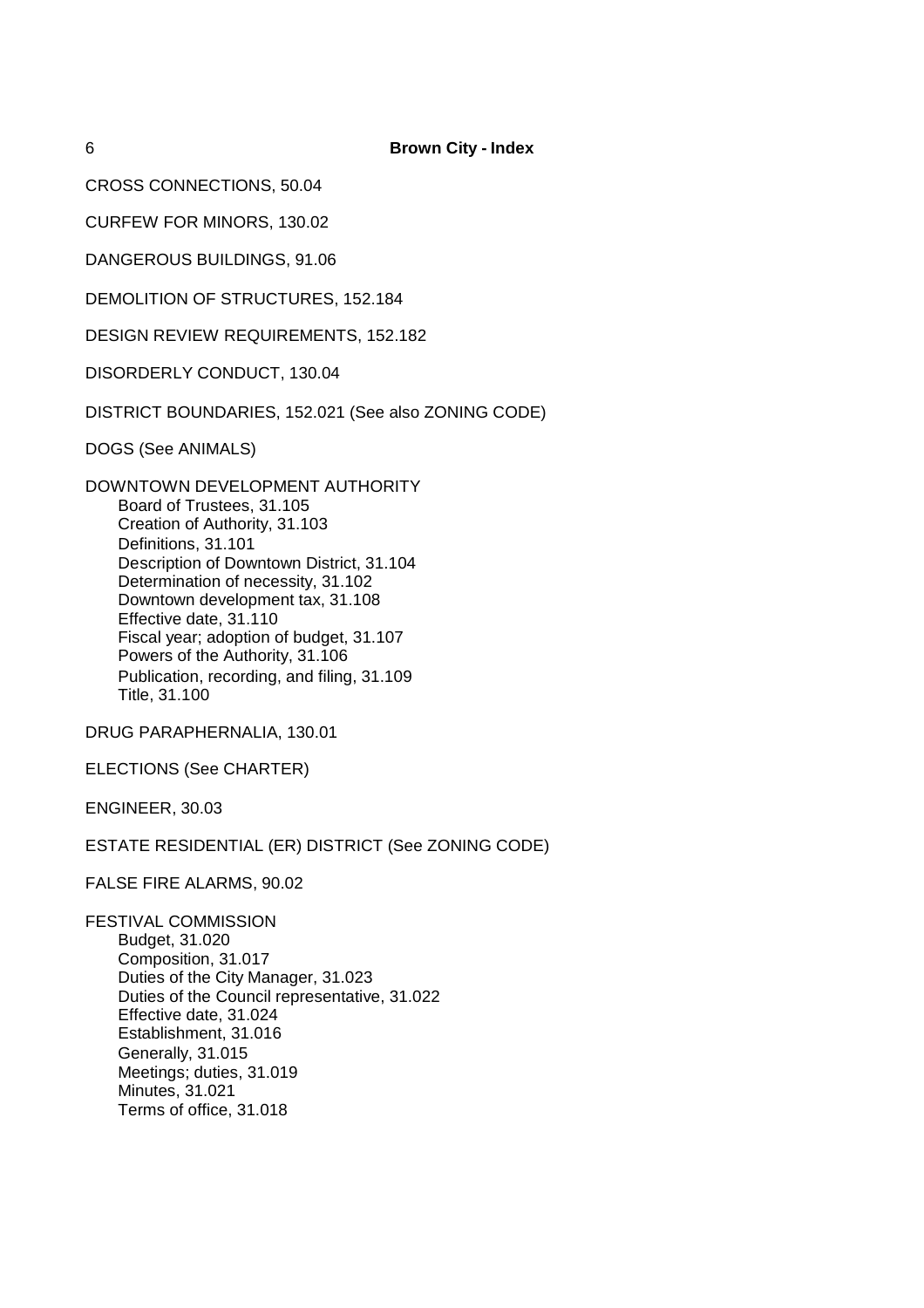CROSS CONNECTIONS, 50.04

CURFEW FOR MINORS, 130.02

DANGEROUS BUILDINGS, 91.06

DEMOLITION OF STRUCTURES, 152.184

DESIGN REVIEW REQUIREMENTS, 152.182

DISORDERLY CONDUCT, 130.04

DISTRICT BOUNDARIES, 152.021 (See also ZONING CODE)

DOGS (See ANIMALS)

DOWNTOWN DEVELOPMENT AUTHORITY
- Board of Trustees, 31.105
- Creation of Authority, 31.103
- Definitions, 31.101
- Description of Downtown District, 31.104
- Determination of necessity, 31.102
- Downtown development tax, 31.108
- Effective date, 31.110
- Fiscal year; adoption of budget, 31.107
- Powers of the Authority, 31.106
- Publication, recording, and filing, 31.109
- Title, 31.100

DRUG PARAPHERNALIA, 130.01

ELECTIONS (See CHARTER)

ENGINEER, 30.03

ESTATE RESIDENTIAL (ER) DISTRICT (See ZONING CODE)

FALSE FIRE ALARMS, 90.02

FESTIVAL COMMISSION
- Budget, 31.020
- Composition, 31.017
- Duties of the City Manager, 31.023
- Duties of the Council representative, 31.022
- Effective date, 31.024
- Establishment, 31.016
- Generally, 31.015
- Meetings; duties, 31.019
- Minutes, 31.021
- Terms of office, 31.018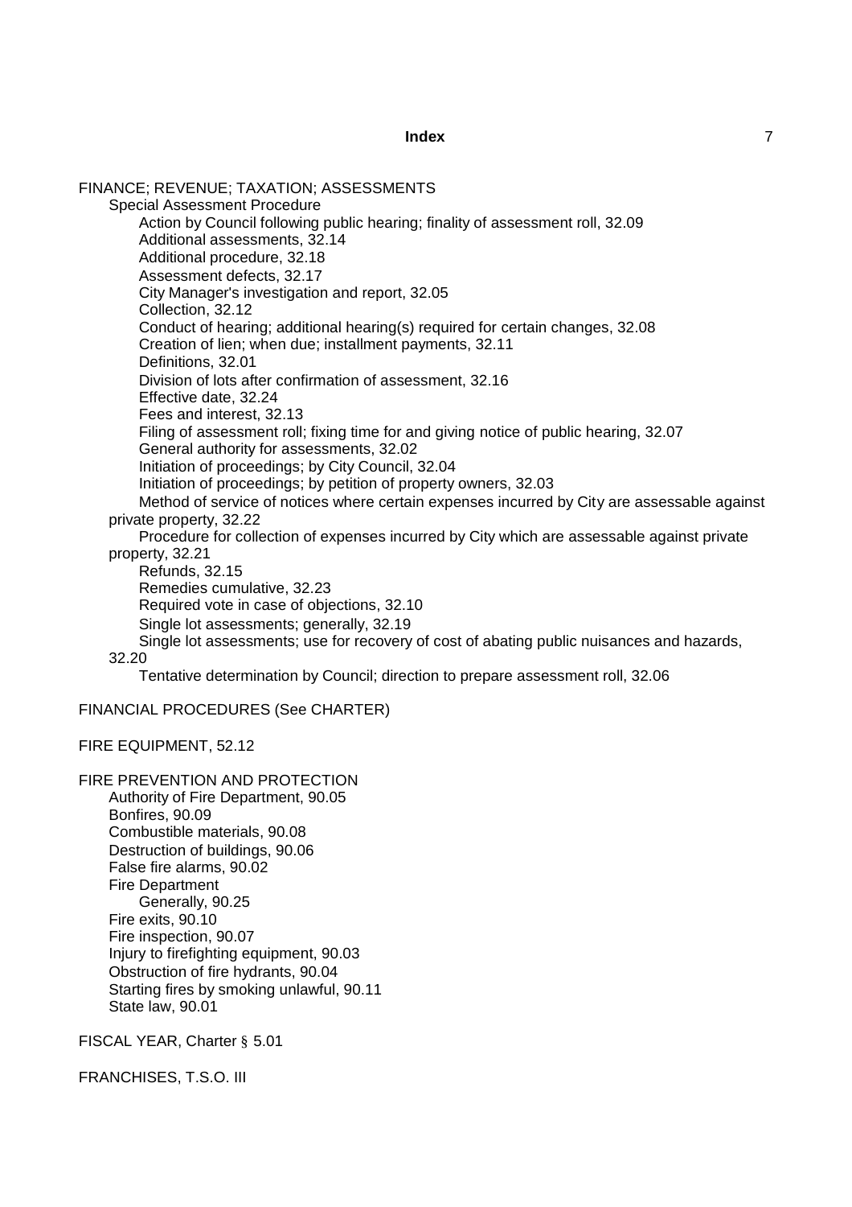FINANCE; REVENUE; TAXATION; ASSESSMENTS

- Special Assessment Procedure
  - Action by Council following public hearing; finality of assessment roll, 32.09
  - Additional assessments, 32.14
  - Additional procedure, 32.18
  - Assessment defects, 32.17
  - City Manager's investigation and report, 32.05
  - Collection, 32.12
  - Conduct of hearing; additional hearing(s) required for certain changes, 32.08
  - Creation of lien; when due; installment payments, 32.11
  - Definitions, 32.01
  - Division of lots after confirmation of assessment, 32.16
  - Effective date, 32.24
  - Fees and interest, 32.13
  - Filing of assessment roll; fixing time for and giving notice of public hearing, 32.07
  - General authority for assessments, 32.02
  - Initiation of proceedings; by City Council, 32.04
  - Initiation of proceedings; by petition of property owners, 32.03
  - Method of service of notices where certain expenses incurred by City are assessable against private property, 32.22
  - Procedure for collection of expenses incurred by City which are assessable against private property, 32.21
  - Refunds, 32.15
  - Remedies cumulative, 32.23
  - Required vote in case of objections, 32.10
  - Single lot assessments; generally, 32.19
  - Single lot assessments; use for recovery of cost of abating public nuisances and hazards, 32.20
  - Tentative determination by Council; direction to prepare assessment roll, 32.06

FINANCIAL PROCEDURES (See CHARTER)

FIRE EQUIPMENT, 52.12

FIRE PREVENTION AND PROTECTION

- Authority of Fire Department, 90.05
- Bonfires, 90.09
- Combustible materials, 90.08
- Destruction of buildings, 90.06
- False fire alarms, 90.02
- Fire Department
  - Generally, 90.25
- Fire exits, 90.10
- Fire inspection, 90.07
- Injury to firefighting equipment, 90.03
- Obstruction of fire hydrants, 90.04
- Starting fires by smoking unlawful, 90.11
- State law, 90.01

FISCAL YEAR, Charter § 5.01

FRANCHISES, T.S.O. III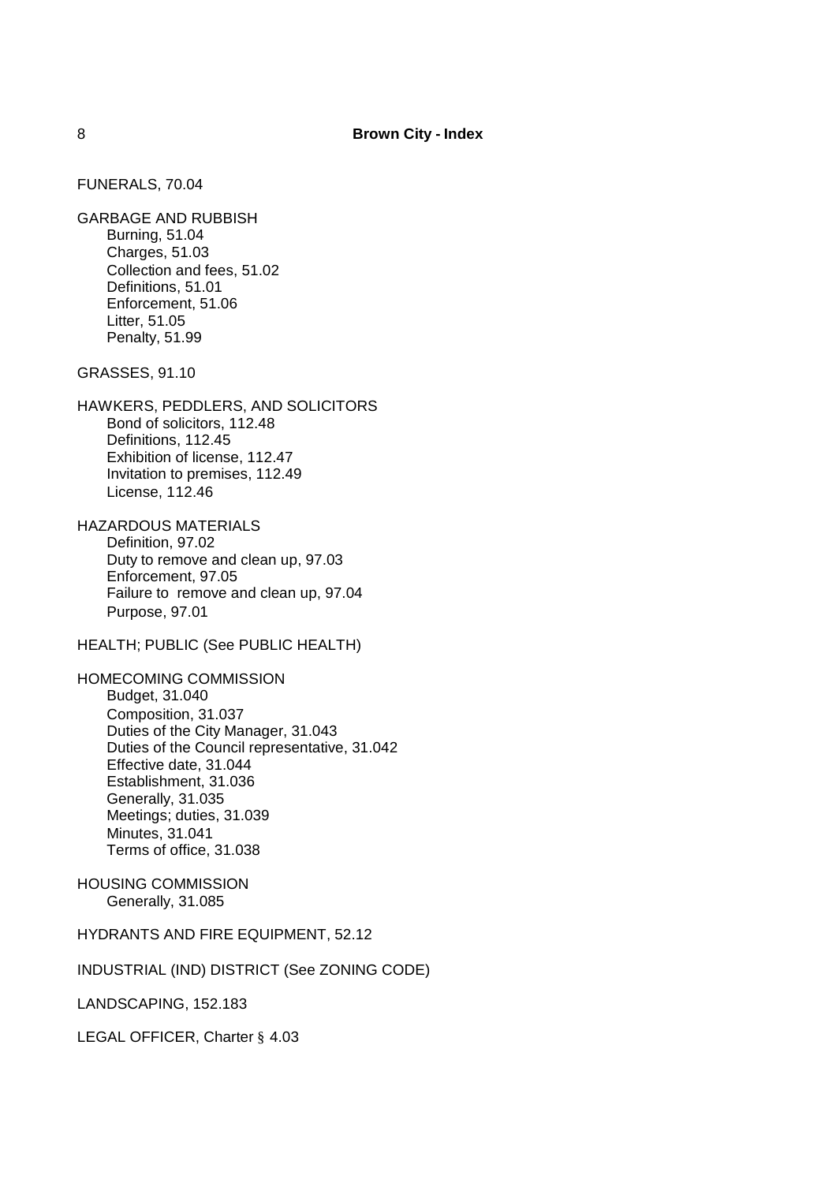FUNERALS, 70.04

GARBAGE AND RUBBISH
- Burning, 51.04
- Charges, 51.03
- Collection and fees, 51.02
- Definitions, 51.01
- Enforcement, 51.06
- Litter, 51.05
- Penalty, 51.99

GRASSES, 91.10

HAWKERS, PEDDLERS, AND SOLICITORS
- Bond of solicitors, 112.48
- Definitions, 112.45
- Exhibition of license, 112.47
- Invitation to premises, 112.49
- License, 112.46

HAZARDOUS MATERIALS
- Definition, 97.02
- Duty to remove and clean up, 97.03
- Enforcement, 97.05
- Failure to remove and clean up, 97.04
- Purpose, 97.01

HEALTH; PUBLIC (See PUBLIC HEALTH)

HOMECOMING COMMISSION
- Budget, 31.040
- Composition, 31.037
- Duties of the City Manager, 31.043
- Duties of the Council representative, 31.042
- Effective date, 31.044
- Establishment, 31.036
- Generally, 31.035
- Meetings; duties, 31.039
- Minutes, 31.041
- Terms of office, 31.038

HOUSING COMMISSION
- Generally, 31.085

HYDRANTS AND FIRE EQUIPMENT, 52.12

INDUSTRIAL (IND) DISTRICT (See ZONING CODE)

LANDSCAPING, 152.183

LEGAL OFFICER, Charter § 4.03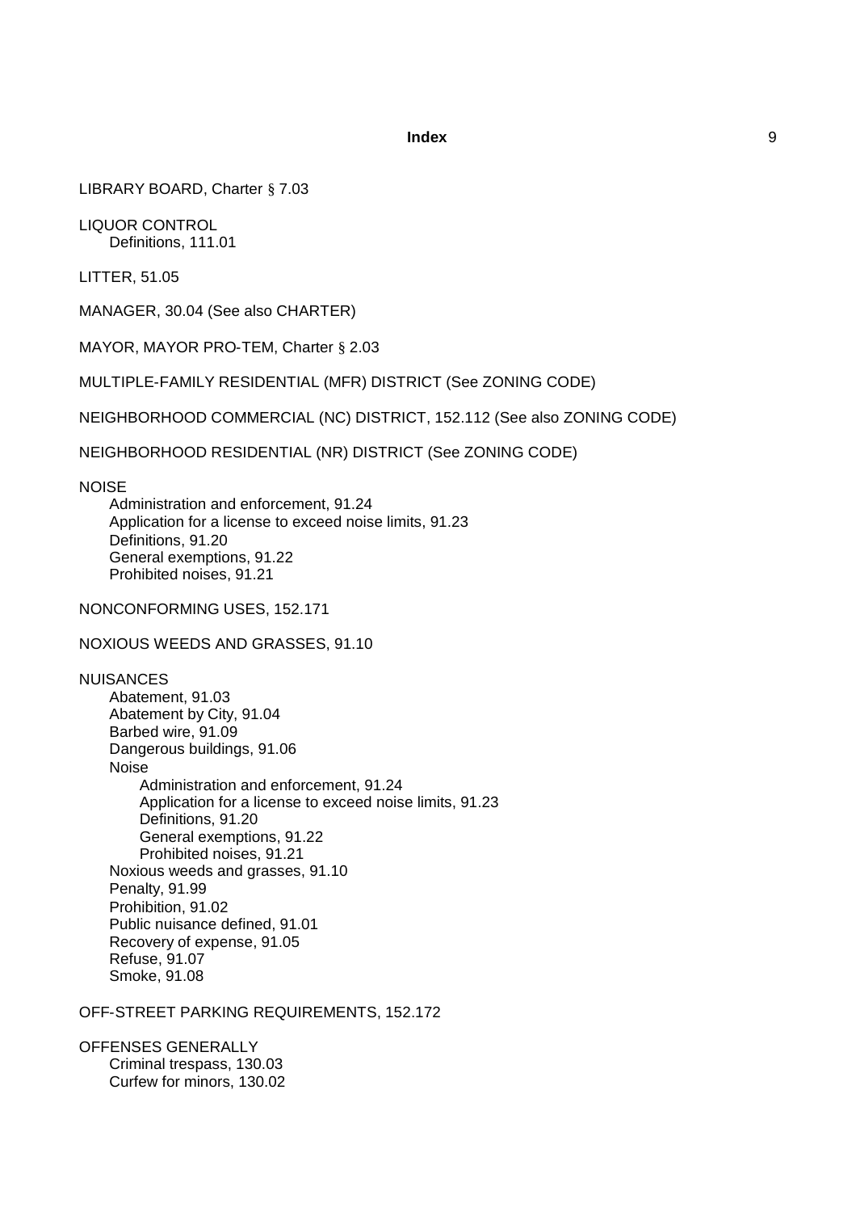LIBRARY BOARD, Charter § 7.03

LIQUOR CONTROL
- Definitions, 111.01

LITTER, 51.05

MANAGER, 30.04 (See also CHARTER)

MAYOR, MAYOR PRO-TEM, Charter § 2.03

MULTIPLE-FAMILY RESIDENTIAL (MFR) DISTRICT (See ZONING CODE)

NEIGHBORHOOD COMMERCIAL (NC) DISTRICT, 152.112 (See also ZONING CODE)

NEIGHBORHOOD RESIDENTIAL (NR) DISTRICT (See ZONING CODE)

NOISE
- Administration and enforcement, 91.24
- Application for a license to exceed noise limits, 91.23
- Definitions, 91.20
- General exemptions, 91.22
- Prohibited noises, 91.21

NONCONFORMING USES, 152.171

NOXIOUS WEEDS AND GRASSES, 91.10

NUISANCES
- Abatement, 91.03
- Abatement by City, 91.04
- Barbed wire, 91.09
- Dangerous buildings, 91.06
- Noise
  - Administration and enforcement, 91.24
  - Application for a license to exceed noise limits, 91.23
  - Definitions, 91.20
  - General exemptions, 91.22
  - Prohibited noises, 91.21
- Noxious weeds and grasses, 91.10
- Penalty, 91.99
- Prohibition, 91.02
- Public nuisance defined, 91.01
- Recovery of expense, 91.05
- Refuse, 91.07
- Smoke, 91.08

OFF-STREET PARKING REQUIREMENTS, 152.172

OFFENSES GENERALLY
- Criminal trespass, 130.03
- Curfew for minors, 130.02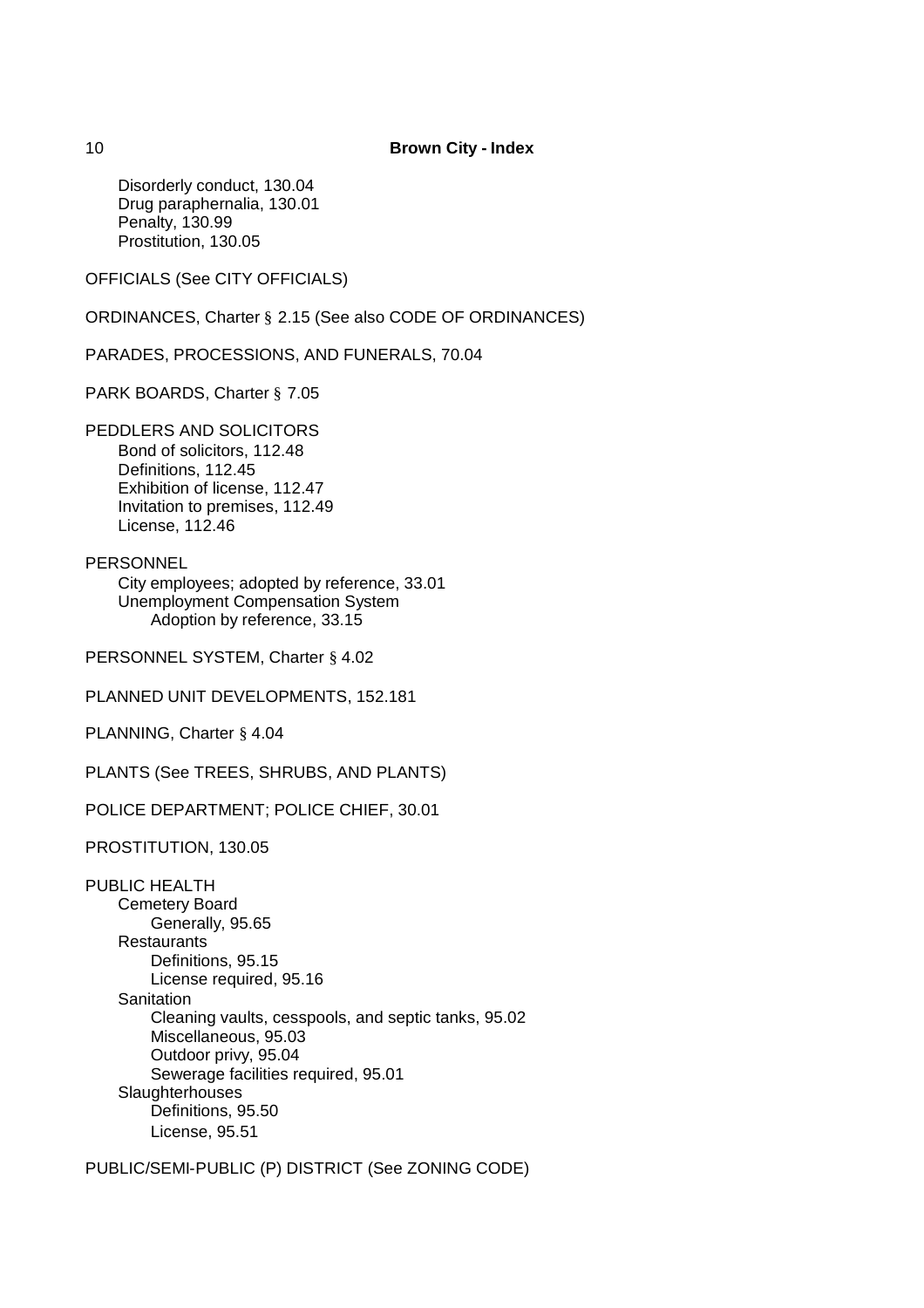Disorderly conduct, 130.04
Drug paraphernalia, 130.01
Penalty, 130.99
Prostitution, 130.05

OFFICIALS (See CITY OFFICIALS)

ORDINANCES, Charter § 2.15 (See also CODE OF ORDINANCES)

PARADES, PROCESSIONS, AND FUNERALS, 70.04

PARK BOARDS, Charter § 7.05

PEDDLERS AND SOLICITORS
- Bond of solicitors, 112.48
- Definitions, 112.45
- Exhibition of license, 112.47
- Invitation to premises, 112.49
- License, 112.46

PERSONNEL
- City employees; adopted by reference, 33.01
- Unemployment Compensation System
  - Adoption by reference, 33.15

PERSONNEL SYSTEM, Charter § 4.02

PLANNED UNIT DEVELOPMENTS, 152.181

PLANNING, Charter § 4.04

PLANTS (See TREES, SHRUBS, AND PLANTS)

POLICE DEPARTMENT; POLICE CHIEF, 30.01

PROSTITUTION, 130.05

PUBLIC HEALTH
- Cemetery Board
  - Generally, 95.65
- Restaurants
  - Definitions, 95.15
  - License required, 95.16
- Sanitation
  - Cleaning vaults, cesspools, and septic tanks, 95.02
  - Miscellaneous, 95.03
  - Outdoor privy, 95.04
  - Sewerage facilities required, 95.01
- Slaughterhouses
  - Definitions, 95.50
  - License, 95.51

PUBLIC/SEMI-PUBLIC (P) DISTRICT (See ZONING CODE)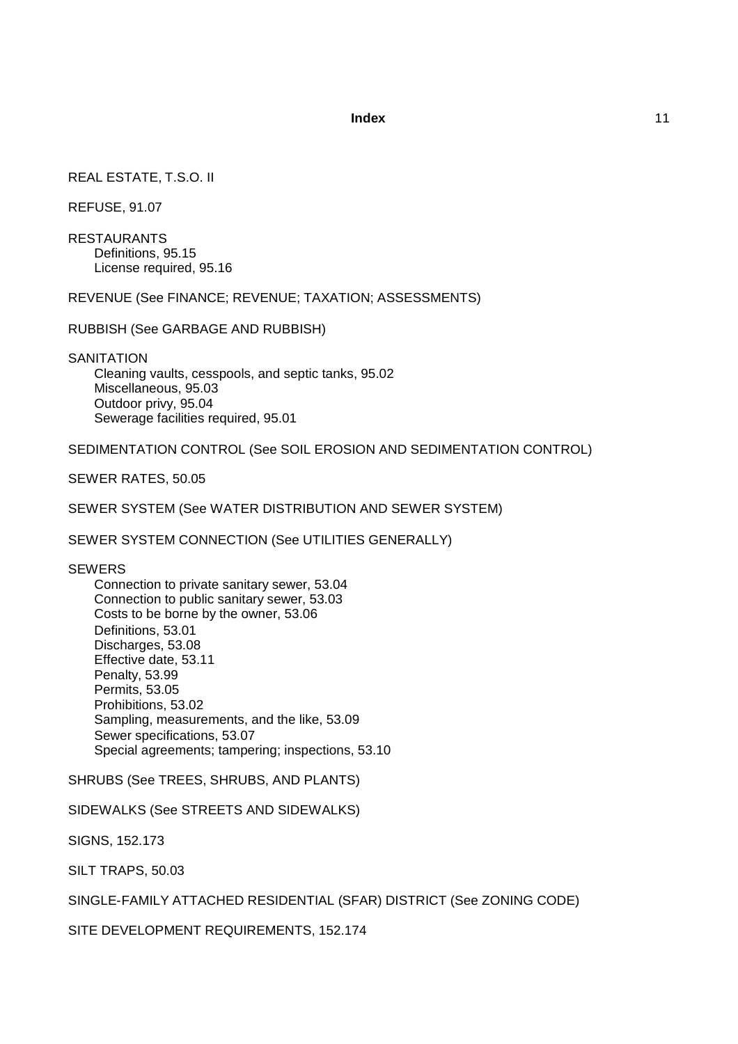REAL ESTATE, T.S.O. II

REFUSE, 91.07

RESTAURANTS
   Definitions, 95.15
   License required, 95.16

REVENUE (See FINANCE; REVENUE; TAXATION; ASSESSMENTS)

RUBBISH (See GARBAGE AND RUBBISH)

SANITATION
   Cleaning vaults, cesspools, and septic tanks, 95.02
   Miscellaneous, 95.03
   Outdoor privy, 95.04
   Sewerage facilities required, 95.01

SEDIMENTATION CONTROL (See SOIL EROSION AND SEDIMENTATION CONTROL)

SEWER RATES, 50.05

SEWER SYSTEM (See WATER DISTRIBUTION AND SEWER SYSTEM)

SEWER SYSTEM CONNECTION (See UTILITIES GENERALLY)

SEWERS
   Connection to private sanitary sewer, 53.04
   Connection to public sanitary sewer, 53.03
   Costs to be borne by the owner, 53.06
   Definitions, 53.01
   Discharges, 53.08
   Effective date, 53.11
   Penalty, 53.99
   Permits, 53.05
   Prohibitions, 53.02
   Sampling, measurements, and the like, 53.09
   Sewer specifications, 53.07
   Special agreements; tampering; inspections, 53.10

SHRUBS (See TREES, SHRUBS, AND PLANTS)

SIDEWALKS (See STREETS AND SIDEWALKS)

SIGNS, 152.173

SILT TRAPS, 50.03

SINGLE-FAMILY ATTACHED RESIDENTIAL (SFAR) DISTRICT (See ZONING CODE)

SITE DEVELOPMENT REQUIREMENTS, 152.174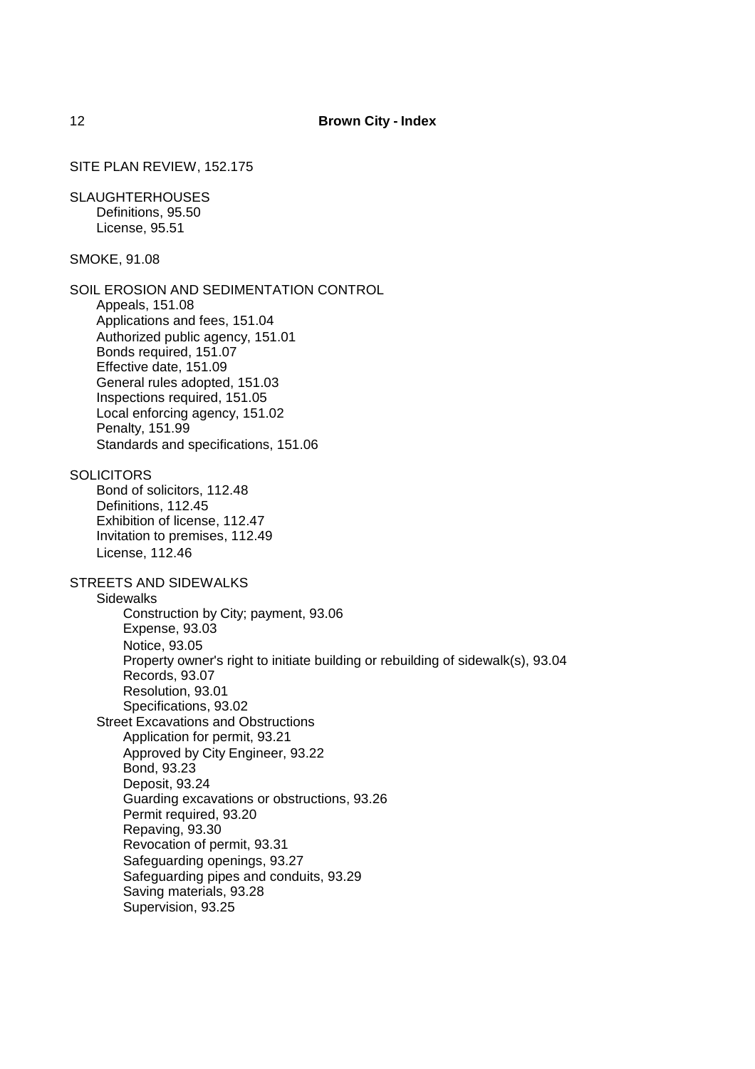SITE PLAN REVIEW, 152.175

SLAUGHTERHOUSES
- Definitions, 95.50
- License, 95.51

SMOKE, 91.08

SOIL EROSION AND SEDIMENTATION CONTROL
- Appeals, 151.08
- Applications and fees, 151.04
- Authorized public agency, 151.01
- Bonds required, 151.07
- Effective date, 151.09
- General rules adopted, 151.03
- Inspections required, 151.05
- Local enforcing agency, 151.02
- Penalty, 151.99
- Standards and specifications, 151.06

SOLICITORS
- Bond of solicitors, 112.48
- Definitions, 112.45
- Exhibition of license, 112.47
- Invitation to premises, 112.49
- License, 112.46

STREETS AND SIDEWALKS
- Sidewalks
  - Construction by City; payment, 93.06
  - Expense, 93.03
  - Notice, 93.05
  - Property owner's right to initiate building or rebuilding of sidewalk(s), 93.04
  - Records, 93.07
  - Resolution, 93.01
  - Specifications, 93.02
- Street Excavations and Obstructions
  - Application for permit, 93.21
  - Approved by City Engineer, 93.22
  - Bond, 93.23
  - Deposit, 93.24
  - Guarding excavations or obstructions, 93.26
  - Permit required, 93.20
  - Repaving, 93.30
  - Revocation of permit, 93.31
  - Safeguarding openings, 93.27
  - Safeguarding pipes and conduits, 93.29
  - Saving materials, 93.28
  - Supervision, 93.25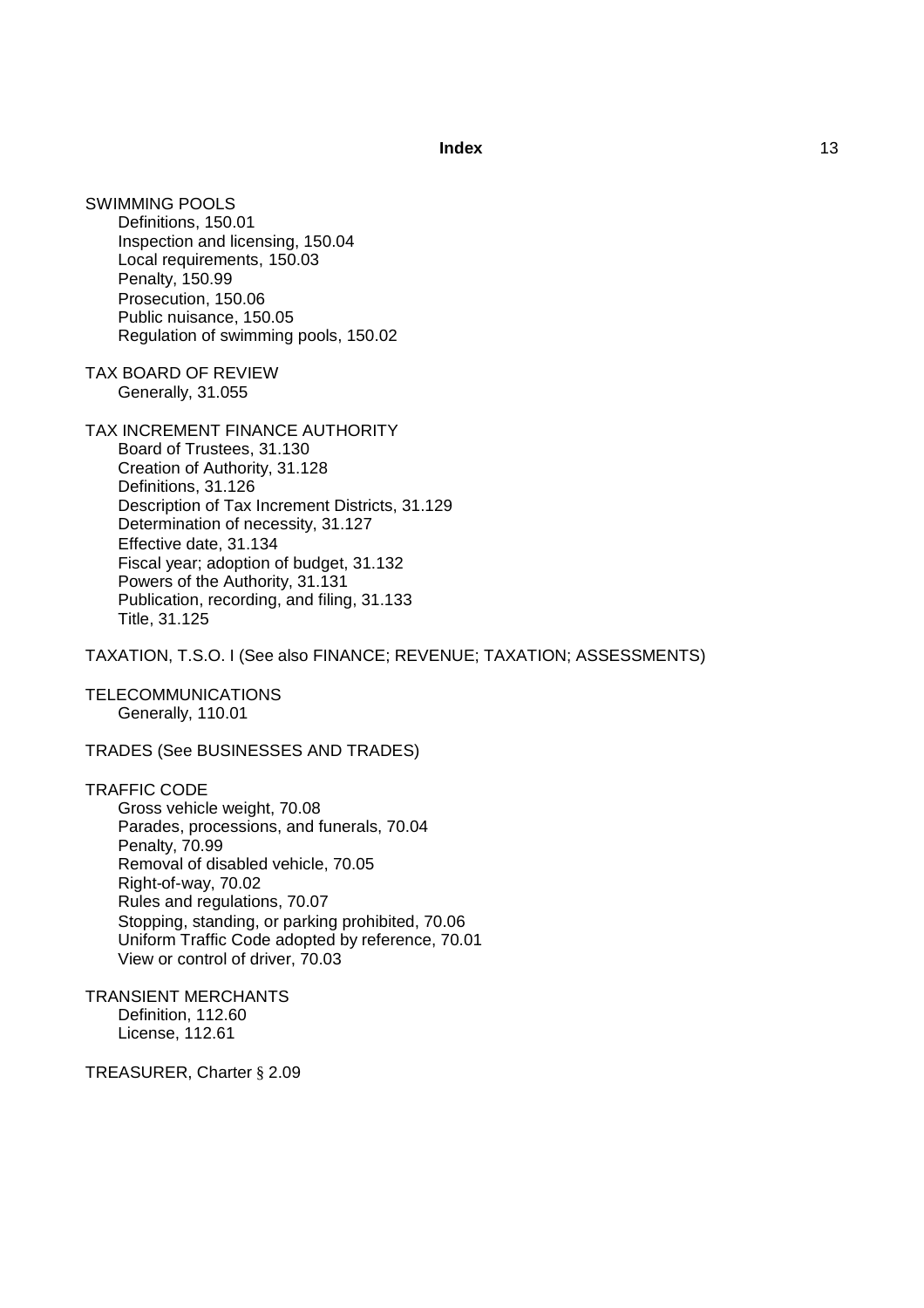SWIMMING POOLS
- Definitions, 150.01
- Inspection and licensing, 150.04
- Local requirements, 150.03
- Penalty, 150.99
- Prosecution, 150.06
- Public nuisance, 150.05
- Regulation of swimming pools, 150.02

TAX BOARD OF REVIEW
- Generally, 31.055

TAX INCREMENT FINANCE AUTHORITY
- Board of Trustees, 31.130
- Creation of Authority, 31.128
- Definitions, 31.126
- Description of Tax Increment Districts, 31.129
- Determination of necessity, 31.127
- Effective date, 31.134
- Fiscal year; adoption of budget, 31.132
- Powers of the Authority, 31.131
- Publication, recording, and filing, 31.133
- Title, 31.125

TAXATION, T.S.O. I (See also FINANCE; REVENUE; TAXATION; ASSESSMENTS)

TELECOMMUNICATIONS
- Generally, 110.01

TRADES (See BUSINESSES AND TRADES)

TRAFFIC CODE
- Gross vehicle weight, 70.08
- Parades, processions, and funerals, 70.04
- Penalty, 70.99
- Removal of disabled vehicle, 70.05
- Right-of-way, 70.02
- Rules and regulations, 70.07
- Stopping, standing, or parking prohibited, 70.06
- Uniform Traffic Code adopted by reference, 70.01
- View or control of driver, 70.03

TRANSIENT MERCHANTS
- Definition, 112.60
- License, 112.61

TREASURER, Charter § 2.09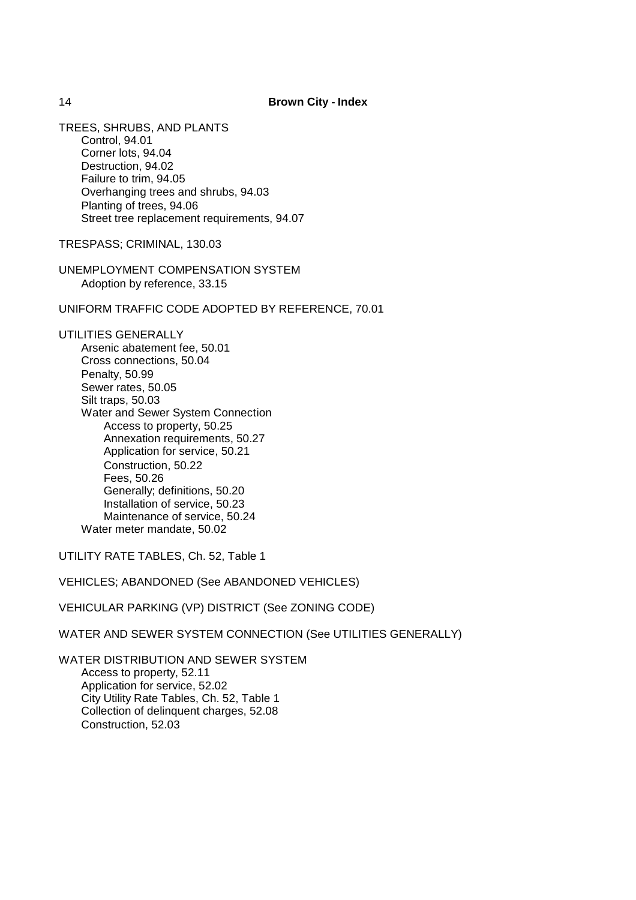TREES, SHRUBS, AND PLANTS
- Control, 94.01
- Corner lots, 94.04
- Destruction, 94.02
- Failure to trim, 94.05
- Overhanging trees and shrubs, 94.03
- Planting of trees, 94.06
- Street tree replacement requirements, 94.07

TRESPASS; CRIMINAL, 130.03

UNEMPLOYMENT COMPENSATION SYSTEM
- Adoption by reference, 33.15

UNIFORM TRAFFIC CODE ADOPTED BY REFERENCE, 70.01

UTILITIES GENERALLY
- Arsenic abatement fee, 50.01
- Cross connections, 50.04
- Penalty, 50.99
- Sewer rates, 50.05
- Silt traps, 50.03
- Water and Sewer System Connection
  - Access to property, 50.25
  - Annexation requirements, 50.27
  - Application for service, 50.21
  - Construction, 50.22
  - Fees, 50.26
  - Generally; definitions, 50.20
  - Installation of service, 50.23
  - Maintenance of service, 50.24
- Water meter mandate, 50.02

UTILITY RATE TABLES, Ch. 52, Table 1

VEHICLES; ABANDONED (See ABANDONED VEHICLES)

VEHICULAR PARKING (VP) DISTRICT (See ZONING CODE)

WATER AND SEWER SYSTEM CONNECTION (See UTILITIES GENERALLY)

WATER DISTRIBUTION AND SEWER SYSTEM
- Access to property, 52.11
- Application for service, 52.02
- City Utility Rate Tables, Ch. 52, Table 1
- Collection of delinquent charges, 52.08
- Construction, 52.03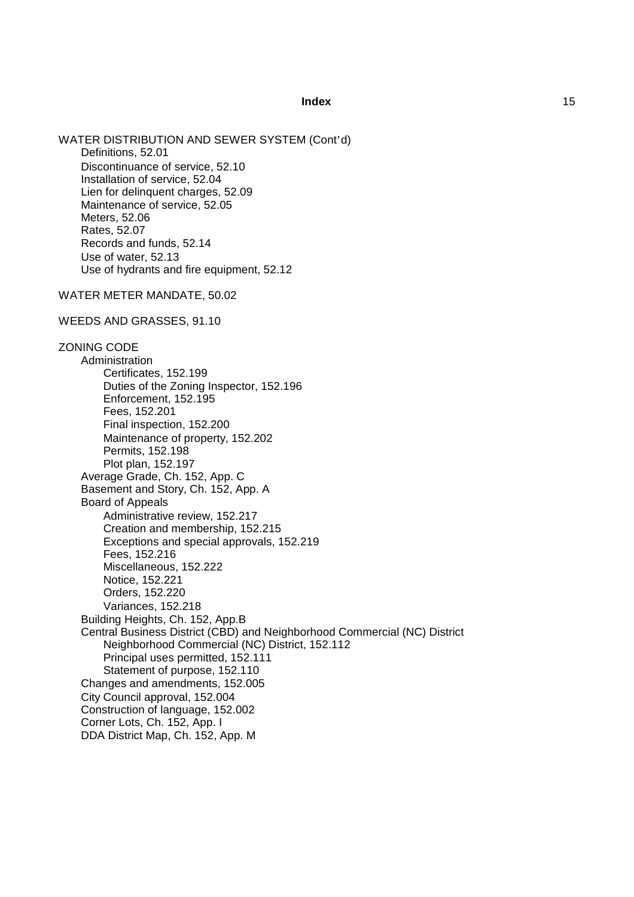WATER DISTRIBUTION AND SEWER SYSTEM (Cont'd)

- Definitions, 52.01
- Discontinuance of service, 52.10
- Installation of service, 52.04
- Lien for delinquent charges, 52.09
- Maintenance of service, 52.05
- Meters, 52.06
- Rates, 52.07
- Records and funds, 52.14
- Use of water, 52.13
- Use of hydrants and fire equipment, 52.12

WATER METER MANDATE, 50.02

WEEDS AND GRASSES, 91.10

ZONING CODE

- Administration
  - Certificates, 152.199
  - Duties of the Zoning Inspector, 152.196
  - Enforcement, 152.195
  - Fees, 152.201
  - Final inspection, 152.200
  - Maintenance of property, 152.202
  - Permits, 152.198
  - Plot plan, 152.197
- Average Grade, Ch. 152, App. C
- Basement and Story, Ch. 152, App. A
- Board of Appeals
  - Administrative review, 152.217
  - Creation and membership, 152.215
  - Exceptions and special approvals, 152.219
  - Fees, 152.216
  - Miscellaneous, 152.222
  - Notice, 152.221
  - Orders, 152.220
  - Variances, 152.218
- Building Heights, Ch. 152, App.B
- Central Business District (CBD) and Neighborhood Commercial (NC) District
  - Neighborhood Commercial (NC) District, 152.112
  - Principal uses permitted, 152.111
  - Statement of purpose, 152.110
- Changes and amendments, 152.005
- City Council approval, 152.004
- Construction of language, 152.002
- Corner Lots, Ch. 152, App. I
- DDA District Map, Ch. 152, App. M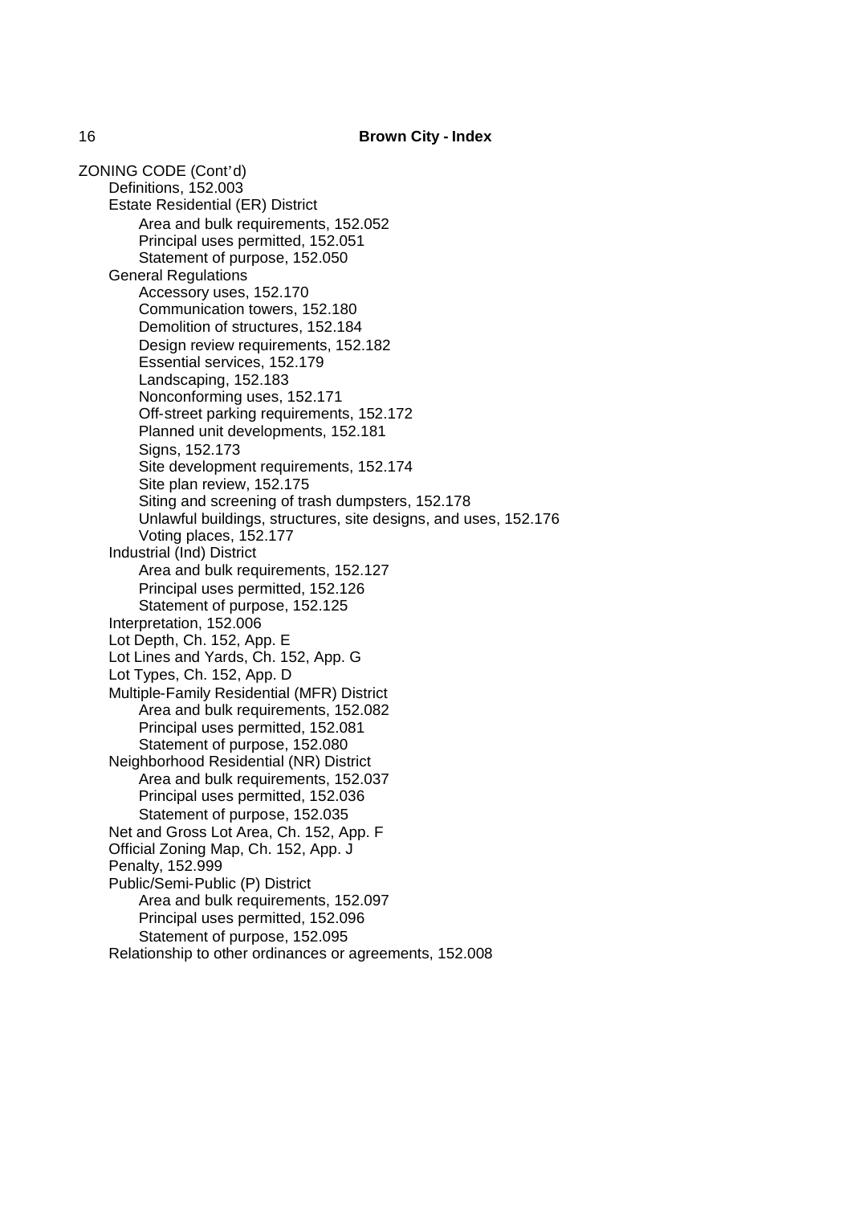ZONING CODE (Cont'd)

- Definitions, 152.003
- Estate Residential (ER) District
  - Area and bulk requirements, 152.052
  - Principal uses permitted, 152.051
  - Statement of purpose, 152.050
- General Regulations
  - Accessory uses, 152.170
  - Communication towers, 152.180
  - Demolition of structures, 152.184
  - Design review requirements, 152.182
  - Essential services, 152.179
  - Landscaping, 152.183
  - Nonconforming uses, 152.171
  - Off-street parking requirements, 152.172
  - Planned unit developments, 152.181
  - Signs, 152.173
  - Site development requirements, 152.174
  - Site plan review, 152.175
  - Siting and screening of trash dumpsters, 152.178
  - Unlawful buildings, structures, site designs, and uses, 152.176
  - Voting places, 152.177
- Industrial (Ind) District
  - Area and bulk requirements, 152.127
  - Principal uses permitted, 152.126
  - Statement of purpose, 152.125
- Interpretation, 152.006
- Lot Depth, Ch. 152, App. E
- Lot Lines and Yards, Ch. 152, App. G
- Lot Types, Ch. 152, App. D
- Multiple-Family Residential (MFR) District
  - Area and bulk requirements, 152.082
  - Principal uses permitted, 152.081
  - Statement of purpose, 152.080
- Neighborhood Residential (NR) District
  - Area and bulk requirements, 152.037
  - Principal uses permitted, 152.036
  - Statement of purpose, 152.035
- Net and Gross Lot Area, Ch. 152, App. F
- Official Zoning Map, Ch. 152, App. J
- Penalty, 152.999
- Public/Semi-Public (P) District
  - Area and bulk requirements, 152.097
  - Principal uses permitted, 152.096
  - Statement of purpose, 152.095
- Relationship to other ordinances or agreements, 152.008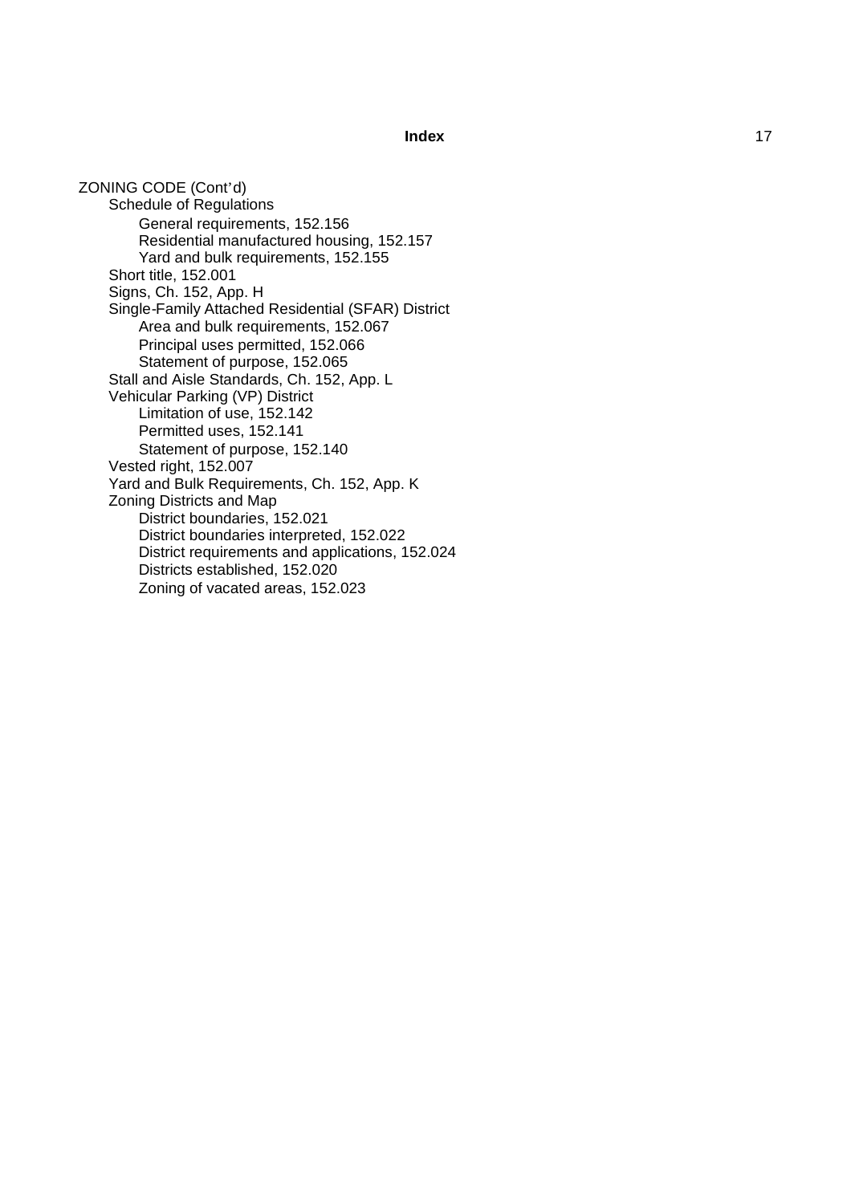ZONING CODE (Cont'd)

- Schedule of Regulations
  - General requirements, 152.156
  - Residential manufactured housing, 152.157
  - Yard and bulk requirements, 152.155
- Short title, 152.001
- Signs, Ch. 152, App. H
- Single-Family Attached Residential (SFAR) District
  - Area and bulk requirements, 152.067
  - Principal uses permitted, 152.066
  - Statement of purpose, 152.065
- Stall and Aisle Standards, Ch. 152, App. L
- Vehicular Parking (VP) District
  - Limitation of use, 152.142
  - Permitted uses, 152.141
  - Statement of purpose, 152.140
- Vested right, 152.007
- Yard and Bulk Requirements, Ch. 152, App. K
- Zoning Districts and Map
  - District boundaries, 152.021
  - District boundaries interpreted, 152.022
  - District requirements and applications, 152.024
  - Districts established, 152.020
  - Zoning of vacated areas, 152.023